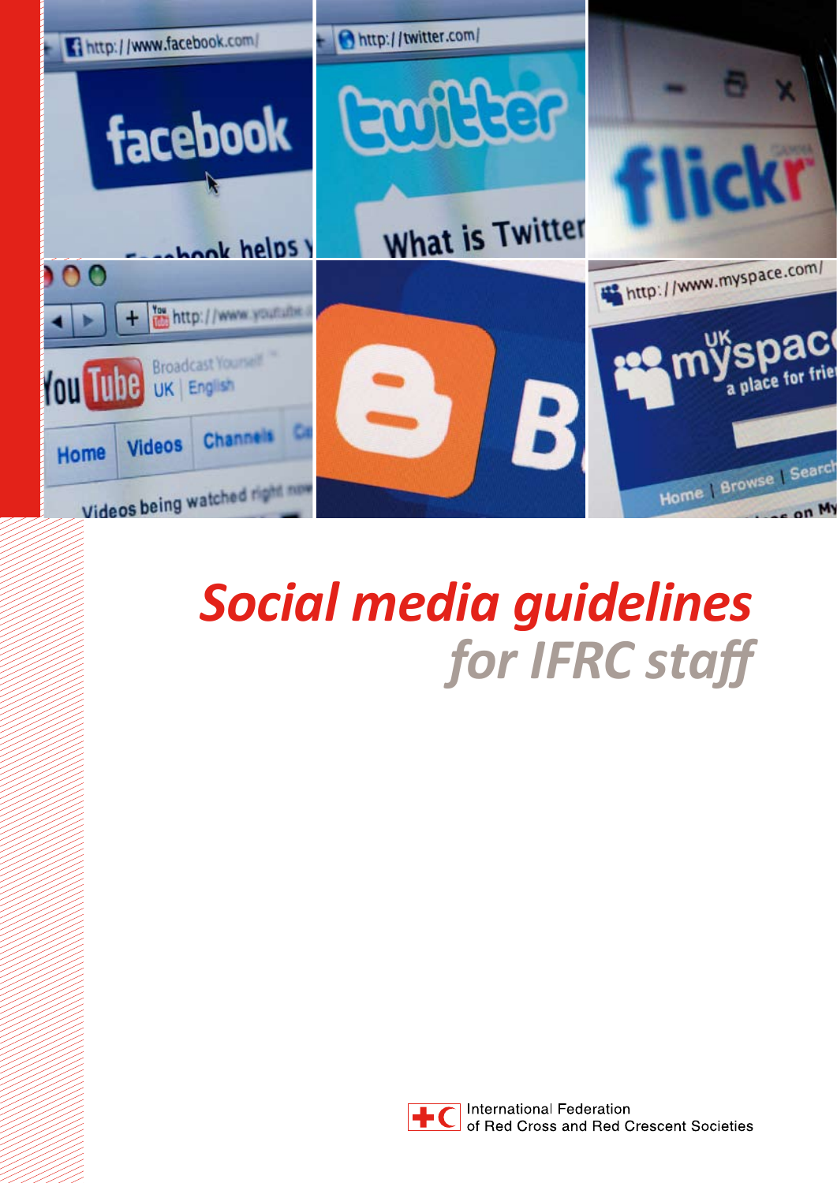# *Social media guidelines for IFRC staff*

International Federation of Red Cross and Red Crescent Societies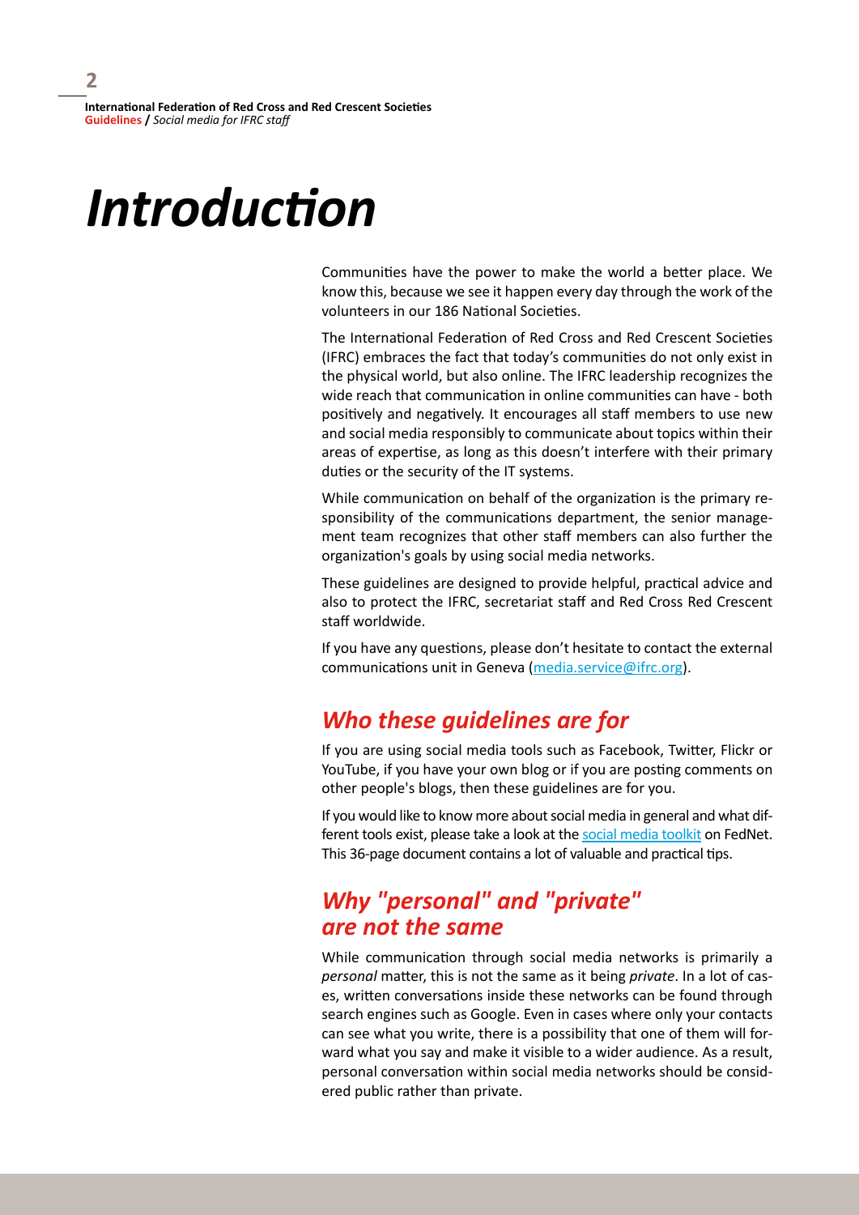# Introduction

Communities have the power to make the world a better place. We know this, because we see it happen every day through the work of the volunteers in our 186 National Societies.

The International Federation of Red Cross and Red Crescent Societies (IFRC) embraces the fact that today's communities do not only exist in the physical world, but also online. The IFRC leadership recognizes the wide reach that communication in online communities can have - both positively and negatively. It encourages all staff members to use new and social media responsibly to communicate about topics within their areas of expertise, as long as this doesn't interfere with their primary duties or the security of the IT systems.

While communication on behalf of the organization is the primary responsibility of the communications department, the senior management team recognizes that other staff members can also further the organization's goals by using social media networks.

These guidelines are designed to provide helpful, practical advice and also to protect the IFRC, secretariat staff and Red Cross Red Crescent staff worldwide.

If you have any questions, please don't hesitate to contact the external communications unit in Geneva (media.service@ifrc.org).

## *Who these guidelines are for*

If you are using social media tools such as Facebook, Twitter, Flickr or YouTube, if you have your own blog or if you are posting comments on other people's blogs, then these guidelines are for you.

If you would like to know more about social media in general and what different tools exist, please take a look at the social media toolkit on FedNet. This 36-page document contains a lot of valuable and practical tips.

## *Why "personal" and "private" are not the same*

While communication through social media networks is primarily a *personal* matter, this is not the same as it being *private*. In a lot of cases, written conversations inside these networks can be found through search engines such as Google. Even in cases where only your contacts can see what you write, there is a possibility that one of them will forward what you say and make it visible to a wider audience. As a result, personal conversation within social media networks should be considered public rather than private.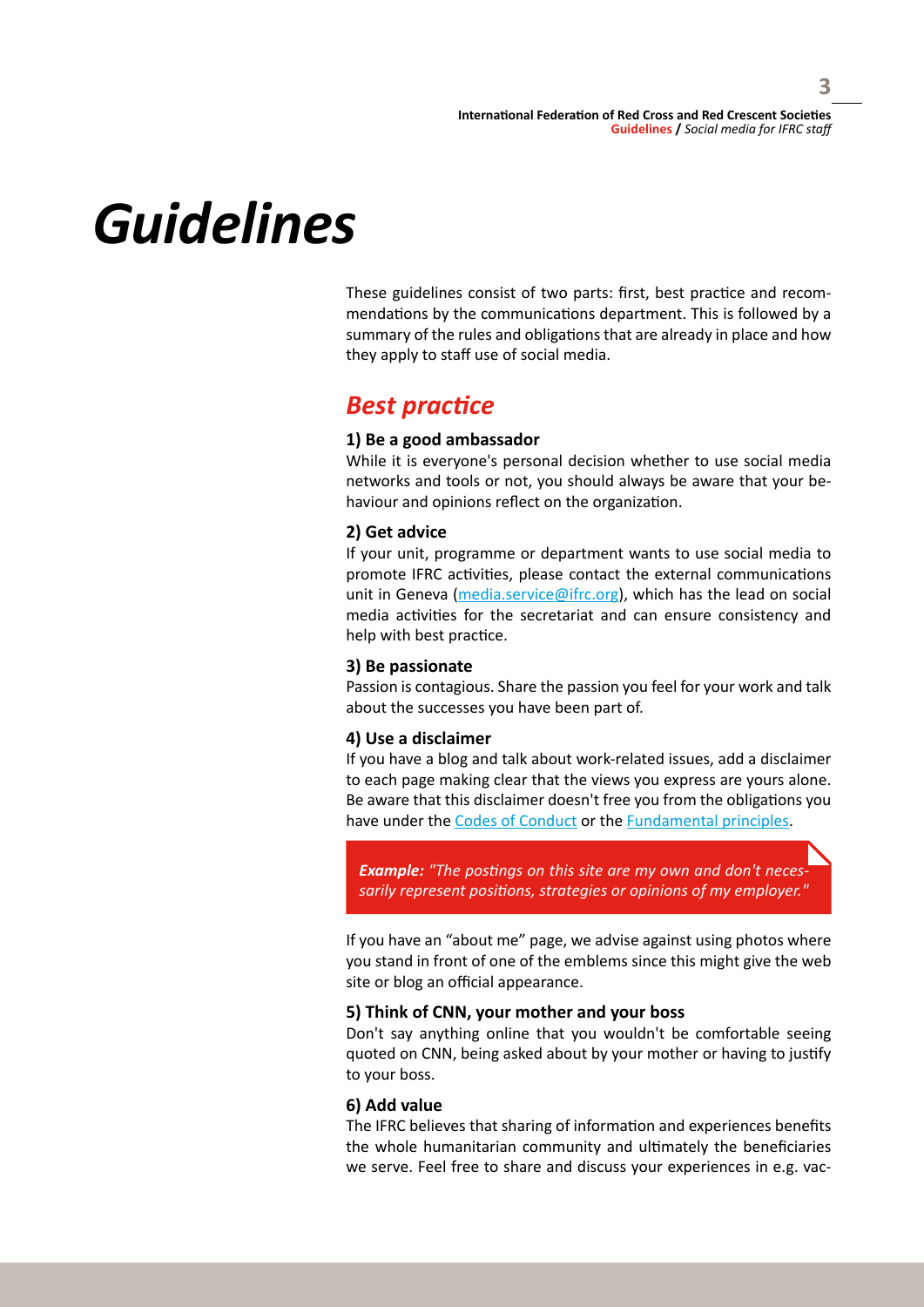# Guidelines

These guidelines consist of two parts: first, best practice and recommendations by the communications department. This is followed by a summary of the rules and obligations that are already in place and how they apply to staff use of social media.

## Best practice

### 1) Be a good ambassador

While it is everyone's personal decision whether to use social media networks and tools or not, you should always be aware that your behaviour and opinions reflect on the organization.

### 2) Get advice

If your unit, programme or department wants to use social media to promote IFRC activities, please contact the external communications unit in Geneva (media.service@ifrc.org), which has the lead on social media activities for the secretariat and can ensure consistency and help with best practice.

### 3) Be passionate

Passion is contagious. Share the passion you feel for your work and talk about the successes you have been part of.

### 4) Use a disclaimer

If you have a blog and talk about work-related issues, add a disclaimer to each page making clear that the views you express are yours alone. Be aware that this disclaimer doesn't free you from the obligations you have under the Codes of Conduct or the Fundamental principles.

> ***Example:*** *"The postings on this site are my own and don't necessarily represent positions, strategies or opinions of my employer."*

If you have an "about me" page, we advise against using photos where you stand in front of one of the emblems since this might give the web site or blog an official appearance.

### 5) Think of CNN, your mother and your boss

Don't say anything online that you wouldn't be comfortable seeing quoted on CNN, being asked about by your mother or having to justify to your boss.

### 6) Add value

The IFRC believes that sharing of information and experiences benefits the whole humanitarian community and ultimately the beneficiaries we serve. Feel free to share and discuss your experiences in e.g. vac-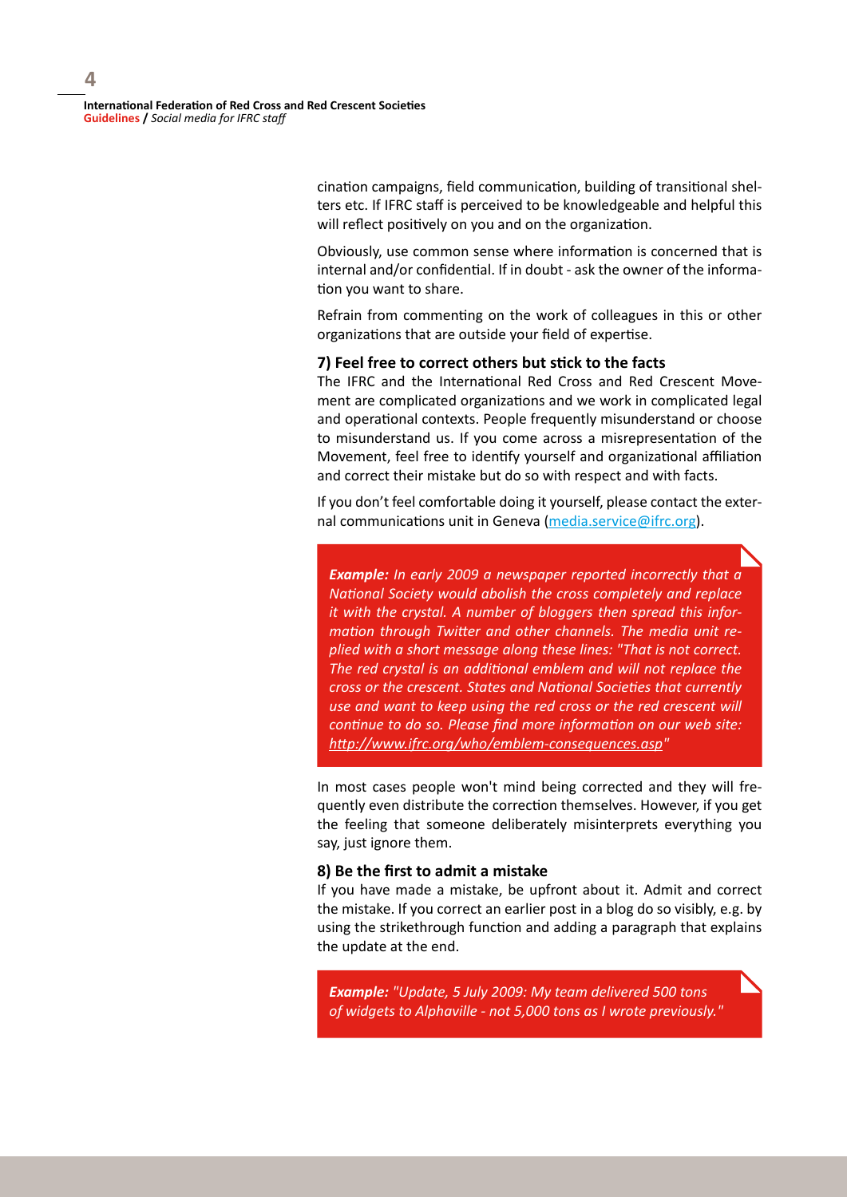cination campaigns, field communication, building of transitional shelters etc. If IFRC staff is perceived to be knowledgeable and helpful this will reflect positively on you and on the organization.

Obviously, use common sense where information is concerned that is internal and/or confidential. If in doubt - ask the owner of the information you want to share.

Refrain from commenting on the work of colleagues in this or other organizations that are outside your field of expertise.

### 7) Feel free to correct others but stick to the facts

The IFRC and the International Red Cross and Red Crescent Movement are complicated organizations and we work in complicated legal and operational contexts. People frequently misunderstand or choose to misunderstand us. If you come across a misrepresentation of the Movement, feel free to identify yourself and organizational affiliation and correct their mistake but do so with respect and with facts.

If you don't feel comfortable doing it yourself, please contact the external communications unit in Geneva (media.service@ifrc.org).

> ***Example:*** *In early 2009 a newspaper reported incorrectly that a National Society would abolish the cross completely and replace it with the crystal. A number of bloggers then spread this information through Twitter and other channels. The media unit replied with a short message along these lines: "That is not correct. The red crystal is an additional emblem and will not replace the cross or the crescent. States and National Societies that currently use and want to keep using the red cross or the red crescent will continue to do so. Please find more information on our web site: http://www.ifrc.org/who/emblem-consequences.asp"*

In most cases people won't mind being corrected and they will frequently even distribute the correction themselves. However, if you get the feeling that someone deliberately misinterprets everything you say, just ignore them.

### 8) Be the first to admit a mistake

If you have made a mistake, be upfront about it. Admit and correct the mistake. If you correct an earlier post in a blog do so visibly, e.g. by using the strikethrough function and adding a paragraph that explains the update at the end.

> ***Example:*** *"Update, 5 July 2009: My team delivered 500 tons of widgets to Alphaville - not 5,000 tons as I wrote previously."*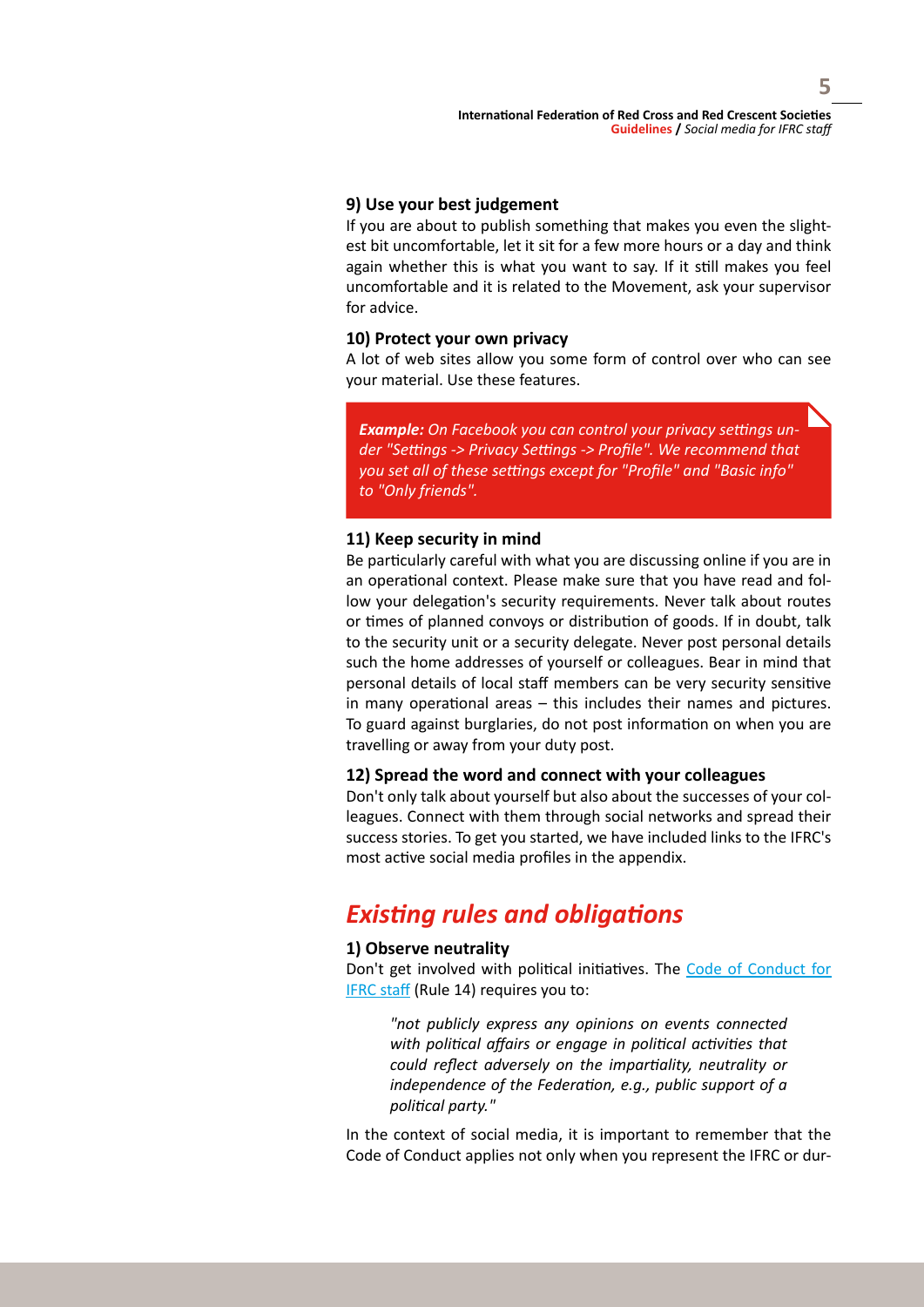### 9) Use your best judgement

If you are about to publish something that makes you even the slightest bit uncomfortable, let it sit for a few more hours or a day and think again whether this is what you want to say. If it still makes you feel uncomfortable and it is related to the Movement, ask your supervisor for advice.

### 10) Protect your own privacy

A lot of web sites allow you some form of control over who can see your material. Use these features.

> ***Example:*** *On Facebook you can control your privacy settings under "Settings -> Privacy Settings -> Profile". We recommend that you set all of these settings except for "Profile" and "Basic info" to "Only friends".*

### 11) Keep security in mind

Be particularly careful with what you are discussing online if you are in an operational context. Please make sure that you have read and follow your delegation's security requirements. Never talk about routes or times of planned convoys or distribution of goods. If in doubt, talk to the security unit or a security delegate. Never post personal details such the home addresses of yourself or colleagues. Bear in mind that personal details of local staff members can be very security sensitive in many operational areas – this includes their names and pictures. To guard against burglaries, do not post information on when you are travelling or away from your duty post.

### 12) Spread the word and connect with your colleagues

Don't only talk about yourself but also about the successes of your colleagues. Connect with them through social networks and spread their success stories. To get you started, we have included links to the IFRC's most active social media profiles in the appendix.

## *Existing rules and obligations*

### 1) Observe neutrality

Don't get involved with political initiatives. The Code of Conduct for IFRC staff (Rule 14) requires you to:

> *"not publicly express any opinions on events connected with political affairs or engage in political activities that could reflect adversely on the impartiality, neutrality or independence of the Federation, e.g., public support of a political party."*

In the context of social media, it is important to remember that the Code of Conduct applies not only when you represent the IFRC or dur-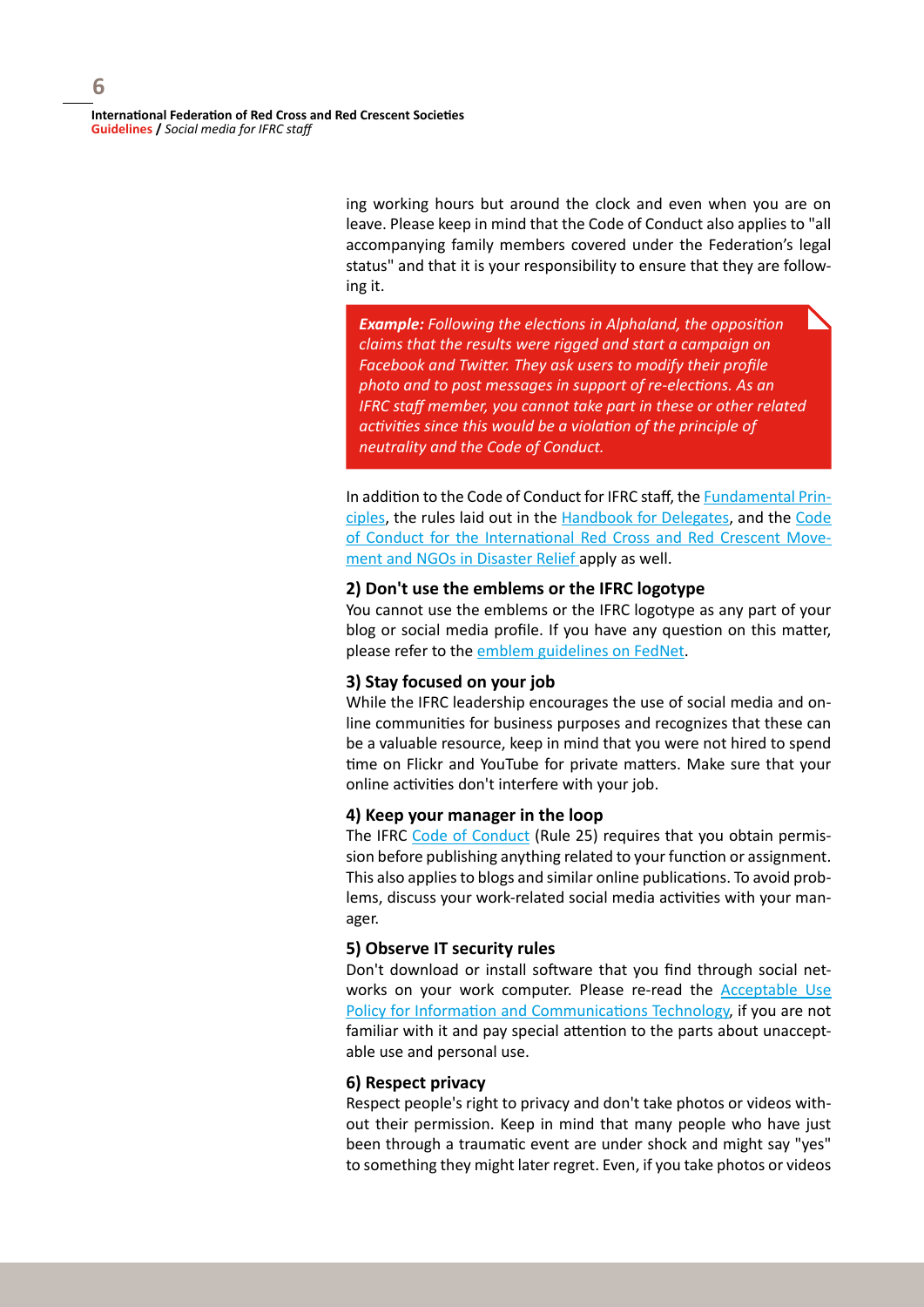ing working hours but around the clock and even when you are on leave. Please keep in mind that the Code of Conduct also applies to "all accompanying family members covered under the Federation's legal status" and that it is your responsibility to ensure that they are following it.

> ***Example:*** *Following the elections in Alphaland, the opposition claims that the results were rigged and start a campaign on Facebook and Twitter. They ask users to modify their profile photo and to post messages in support of re-elections. As an IFRC staff member, you cannot take part in these or other related activities since this would be a violation of the principle of neutrality and the Code of Conduct.*

In addition to the Code of Conduct for IFRC staff, the Fundamental Principles, the rules laid out in the Handbook for Delegates, and the Code of Conduct for the International Red Cross and Red Crescent Movement and NGOs in Disaster Relief apply as well.

### 2) Don't use the emblems or the IFRC logotype

You cannot use the emblems or the IFRC logotype as any part of your blog or social media profile. If you have any question on this matter, please refer to the emblem guidelines on FedNet.

### 3) Stay focused on your job

While the IFRC leadership encourages the use of social media and online communities for business purposes and recognizes that these can be a valuable resource, keep in mind that you were not hired to spend time on Flickr and YouTube for private matters. Make sure that your online activities don't interfere with your job.

### 4) Keep your manager in the loop

The IFRC Code of Conduct (Rule 25) requires that you obtain permission before publishing anything related to your function or assignment. This also applies to blogs and similar online publications. To avoid problems, discuss your work-related social media activities with your manager.

### 5) Observe IT security rules

Don't download or install software that you find through social networks on your work computer. Please re-read the Acceptable Use Policy for Information and Communications Technology, if you are not familiar with it and pay special attention to the parts about unacceptable use and personal use.

### 6) Respect privacy

Respect people's right to privacy and don't take photos or videos without their permission. Keep in mind that many people who have just been through a traumatic event are under shock and might say "yes" to something they might later regret. Even, if you take photos or videos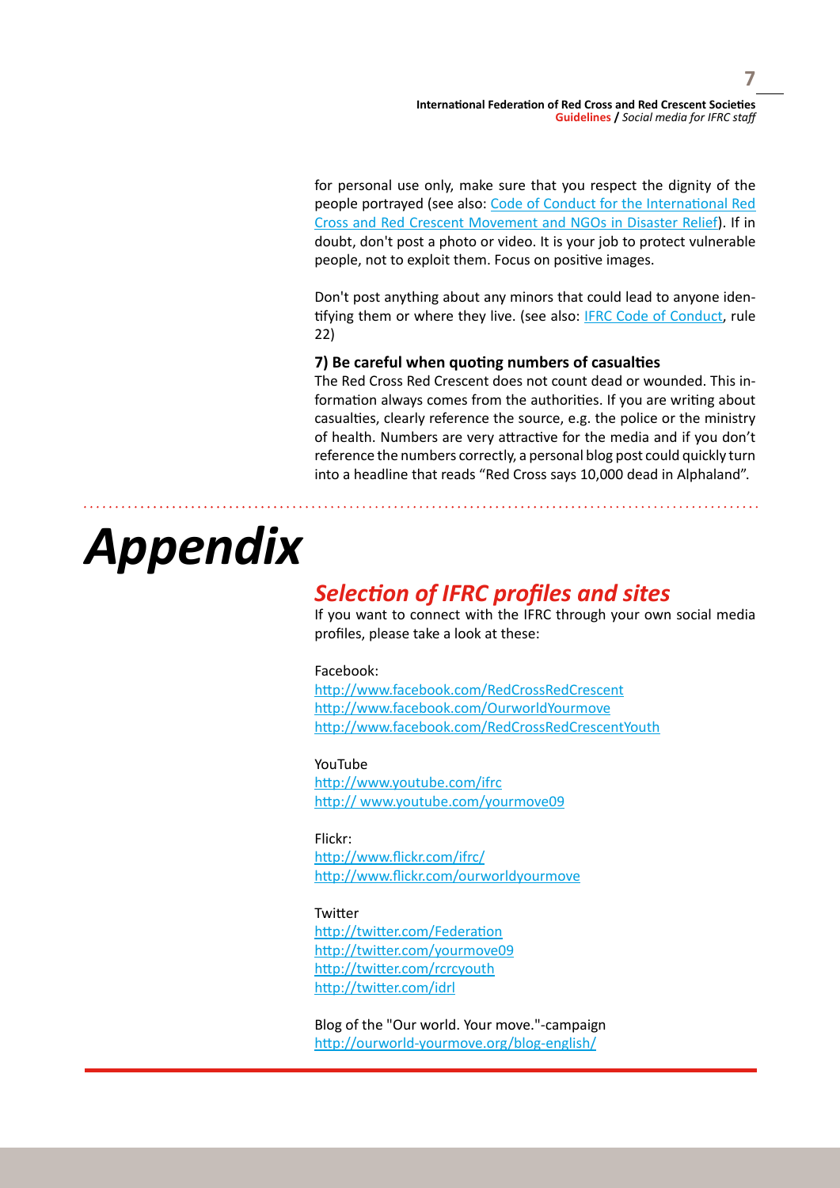for personal use only, make sure that you respect the dignity of the people portrayed (see also: Code of Conduct for the International Red Cross and Red Crescent Movement and NGOs in Disaster Relief). If in doubt, don't post a photo or video. It is your job to protect vulnerable people, not to exploit them. Focus on positive images.

Don't post anything about any minors that could lead to anyone identifying them or where they live. (see also: IFRC Code of Conduct, rule 22)

**7) Be careful when quoting numbers of casualties**

The Red Cross Red Crescent does not count dead or wounded. This information always comes from the authorities. If you are writing about casualties, clearly reference the source, e.g. the police or the ministry of health. Numbers are very attractive for the media and if you don't reference the numbers correctly, a personal blog post could quickly turn into a headline that reads "Red Cross says 10,000 dead in Alphaland".

# *Appendix*

## *Selection of IFRC profiles and sites*

If you want to connect with the IFRC through your own social media profiles, please take a look at these:

Facebook:
http://www.facebook.com/RedCrossRedCrescent
http://www.facebook.com/OurworldYourmove
http://www.facebook.com/RedCrossRedCrescentYouth

YouTube
http://www.youtube.com/ifrc
http:// www.youtube.com/yourmove09

Flickr:
http://www.flickr.com/ifrc/
http://www.flickr.com/ourworldyourmove

Twitter
http://twitter.com/Federation
http://twitter.com/yourmove09
http://twitter.com/rcrcyouth
http://twitter.com/idrl

Blog of the "Our world. Your move."-campaign
http://ourworld-yourmove.org/blog-english/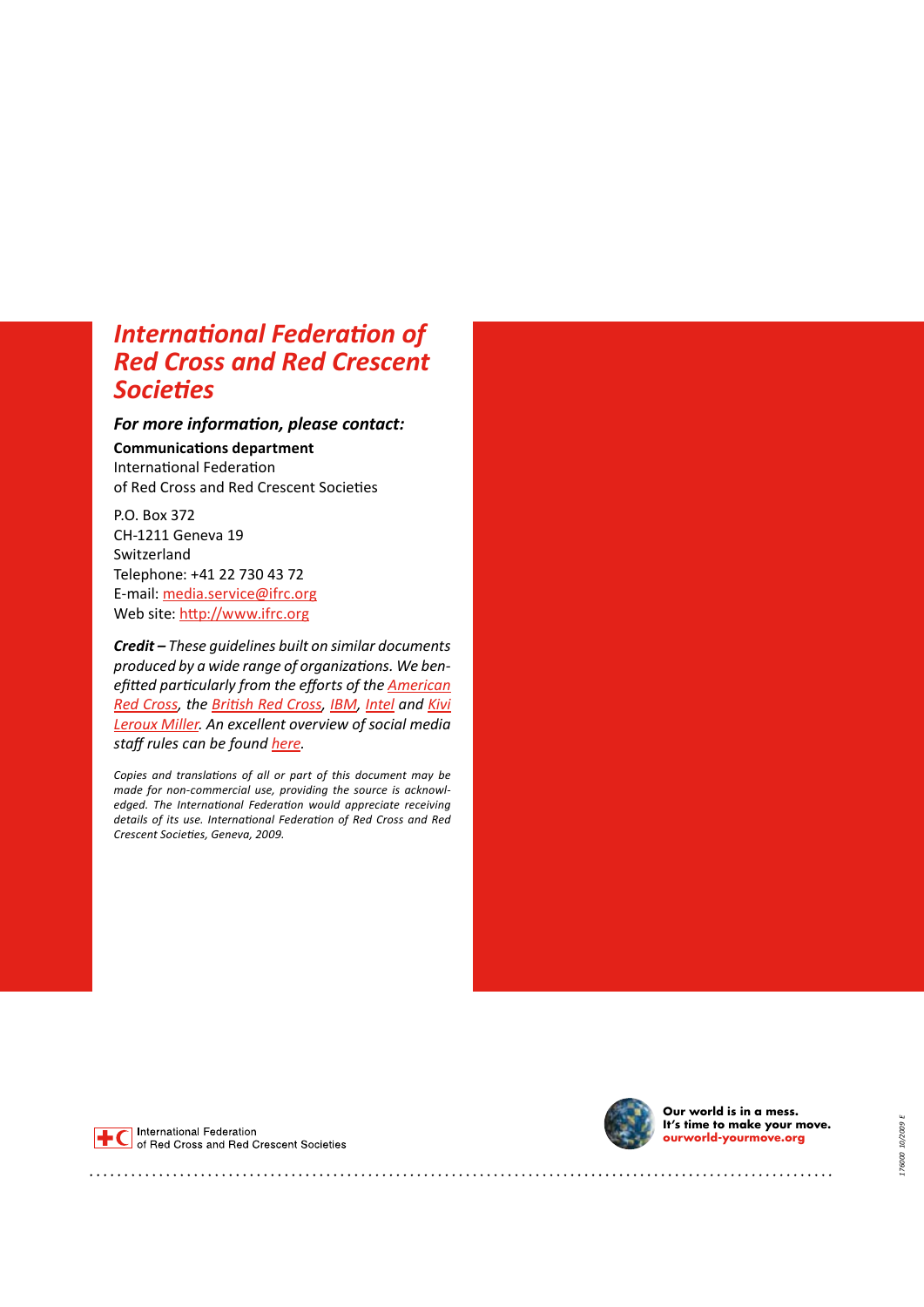# *International Federation of Red Cross and Red Crescent Societies*

### *For more information, please contact:*

**Communications department**
International Federation
of Red Cross and Red Crescent Societies

P.O. Box 372
CH-1211 Geneva 19
Switzerland
Telephone: +41 22 730 43 72
E-mail: media.service@ifrc.org
Web site: http://www.ifrc.org

***Credit –*** *These guidelines built on similar documents produced by a wide range of organizations. We benefitted particularly from the efforts of the American Red Cross, the British Red Cross, IBM, Intel and Kivi Leroux Miller. An excellent overview of social media staff rules can be found here.*

*Copies and translations of all or part of this document may be made for non-commercial use, providing the source is acknowledged. The International Federation would appreciate receiving details of its use. International Federation of Red Cross and Red Crescent Societies, Geneva, 2009.*

International Federation
of Red Cross and Red Crescent Societies

**Our world is in a mess.**
**It's time to make your move.**
**ourworld-yourmove.org**

*176000 10/2009 E*